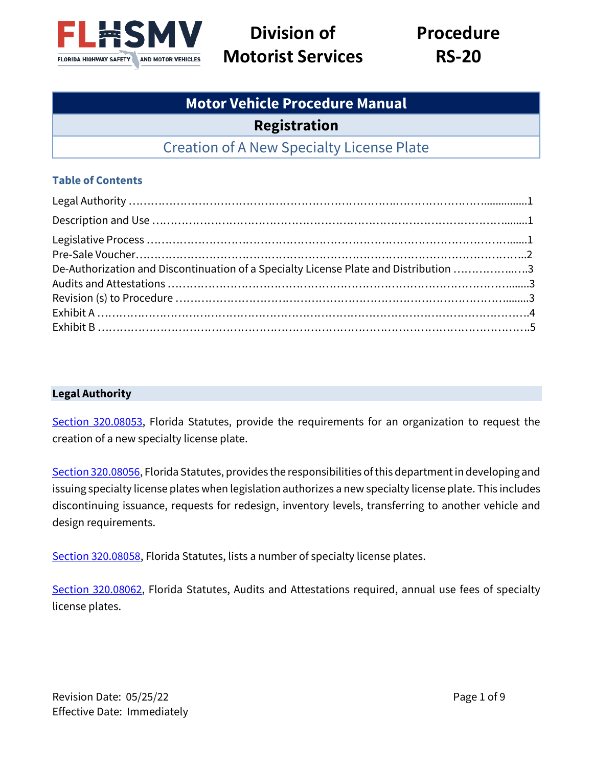# Division of Motorist Services

# Procedure RS-20

## Motor Vehicle Procedure Manual

## Registration

## Creation of A New Specialty License Plate

### Table of Contents

Legal Authority ....1
Description and Use ....1
Legislative Process ....1
Pre-Sale Voucher....2
De-Authorization and Discontinuation of a Specialty License Plate and Distribution ....3
Audits and Attestations ....3
Revision (s) to Procedure ....3
Exhibit A ....4
Exhibit B ....5

### Legal Authority

[Section 320.08053](), Florida Statutes, provide the requirements for an organization to request the creation of a new specialty license plate.

[Section 320.08056](), Florida Statutes, provides the responsibilities of this department in developing and issuing specialty license plates when legislation authorizes a new specialty license plate. This includes discontinuing issuance, requests for redesign, inventory levels, transferring to another vehicle and design requirements.

[Section 320.08058](), Florida Statutes, lists a number of specialty license plates.

[Section 320.08062](), Florida Statutes, Audits and Attestations required, annual use fees of specialty license plates.

Revision Date: 05/25/22
Effective Date: Immediately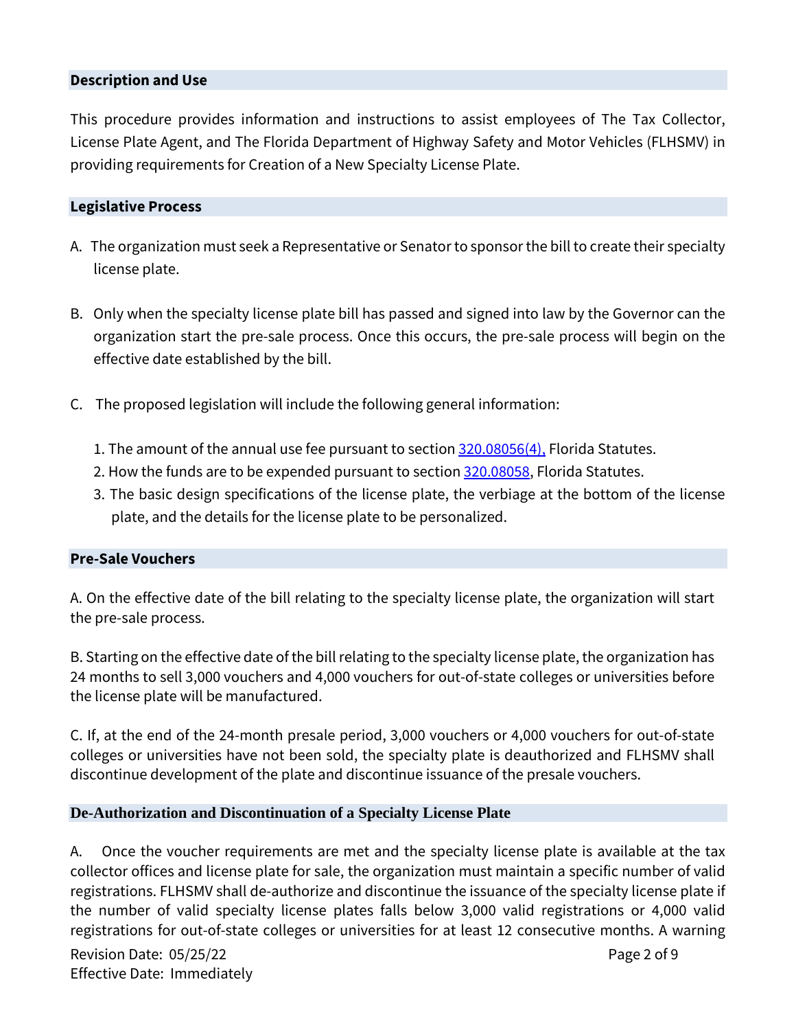## Description and Use

This procedure provides information and instructions to assist employees of The Tax Collector, License Plate Agent, and The Florida Department of Highway Safety and Motor Vehicles (FLHSMV) in providing requirements for Creation of a New Specialty License Plate.

## Legislative Process

A. The organization must seek a Representative or Senator to sponsor the bill to create their specialty license plate.

B. Only when the specialty license plate bill has passed and signed into law by the Governor can the organization start the pre-sale process. Once this occurs, the pre-sale process will begin on the effective date established by the bill.

C. The proposed legislation will include the following general information:

1. The amount of the annual use fee pursuant to section 320.08056(4), Florida Statutes.
2. How the funds are to be expended pursuant to section 320.08058, Florida Statutes.
3. The basic design specifications of the license plate, the verbiage at the bottom of the license plate, and the details for the license plate to be personalized.

## Pre-Sale Vouchers

A. On the effective date of the bill relating to the specialty license plate, the organization will start the pre-sale process.

B. Starting on the effective date of the bill relating to the specialty license plate, the organization has 24 months to sell 3,000 vouchers and 4,000 vouchers for out-of-state colleges or universities before the license plate will be manufactured.

C. If, at the end of the 24-month presale period, 3,000 vouchers or 4,000 vouchers for out-of-state colleges or universities have not been sold, the specialty plate is deauthorized and FLHSMV shall discontinue development of the plate and discontinue issuance of the presale vouchers.

## De-Authorization and Discontinuation of a Specialty License Plate

A. Once the voucher requirements are met and the specialty license plate is available at the tax collector offices and license plate for sale, the organization must maintain a specific number of valid registrations. FLHSMV shall de-authorize and discontinue the issuance of the specialty license plate if the number of valid specialty license plates falls below 3,000 valid registrations or 4,000 valid registrations for out-of-state colleges or universities for at least 12 consecutive months. A warning

Revision Date: 05/25/22

Effective Date: Immediately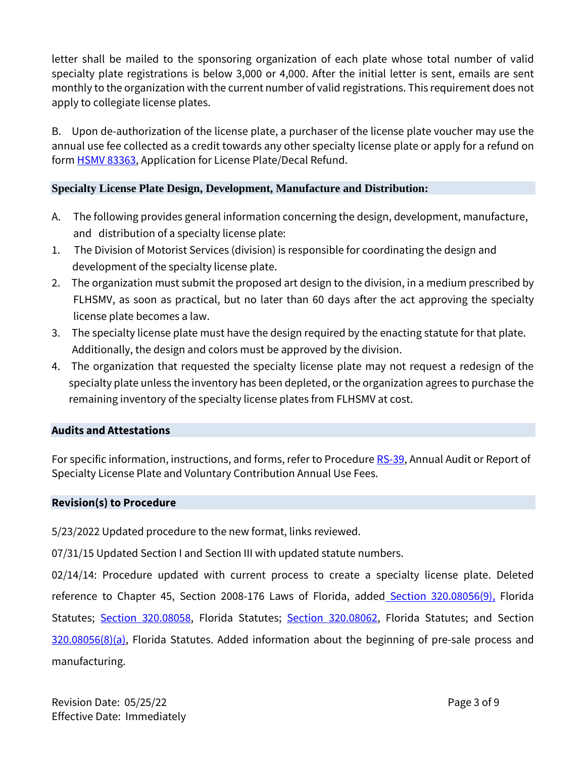letter shall be mailed to the sponsoring organization of each plate whose total number of valid specialty plate registrations is below 3,000 or 4,000. After the initial letter is sent, emails are sent monthly to the organization with the current number of valid registrations. This requirement does not apply to collegiate license plates.

B. Upon de-authorization of the license plate, a purchaser of the license plate voucher may use the annual use fee collected as a credit towards any other specialty license plate or apply for a refund on form HSMV 83363, Application for License Plate/Decal Refund.

## Specialty License Plate Design, Development, Manufacture and Distribution:

A. The following provides general information concerning the design, development, manufacture, and distribution of a specialty license plate:

1. The Division of Motorist Services (division) is responsible for coordinating the design and development of the specialty license plate.
2. The organization must submit the proposed art design to the division, in a medium prescribed by FLHSMV, as soon as practical, but no later than 60 days after the act approving the specialty license plate becomes a law.
3. The specialty license plate must have the design required by the enacting statute for that plate. Additionally, the design and colors must be approved by the division.
4. The organization that requested the specialty license plate may not request a redesign of the specialty plate unless the inventory has been depleted, or the organization agrees to purchase the remaining inventory of the specialty license plates from FLHSMV at cost.

## Audits and Attestations

For specific information, instructions, and forms, refer to Procedure RS-39, Annual Audit or Report of Specialty License Plate and Voluntary Contribution Annual Use Fees.

## Revision(s) to Procedure

5/23/2022 Updated procedure to the new format, links reviewed.

07/31/15 Updated Section I and Section III with updated statute numbers.

02/14/14: Procedure updated with current process to create a specialty license plate. Deleted reference to Chapter 45, Section 2008-176 Laws of Florida, added Section 320.08056(9), Florida Statutes; Section 320.08058, Florida Statutes; Section 320.08062, Florida Statutes; and Section 320.08056(8)(a), Florida Statutes. Added information about the beginning of pre-sale process and manufacturing.

Revision Date: 05/25/22
Effective Date: Immediately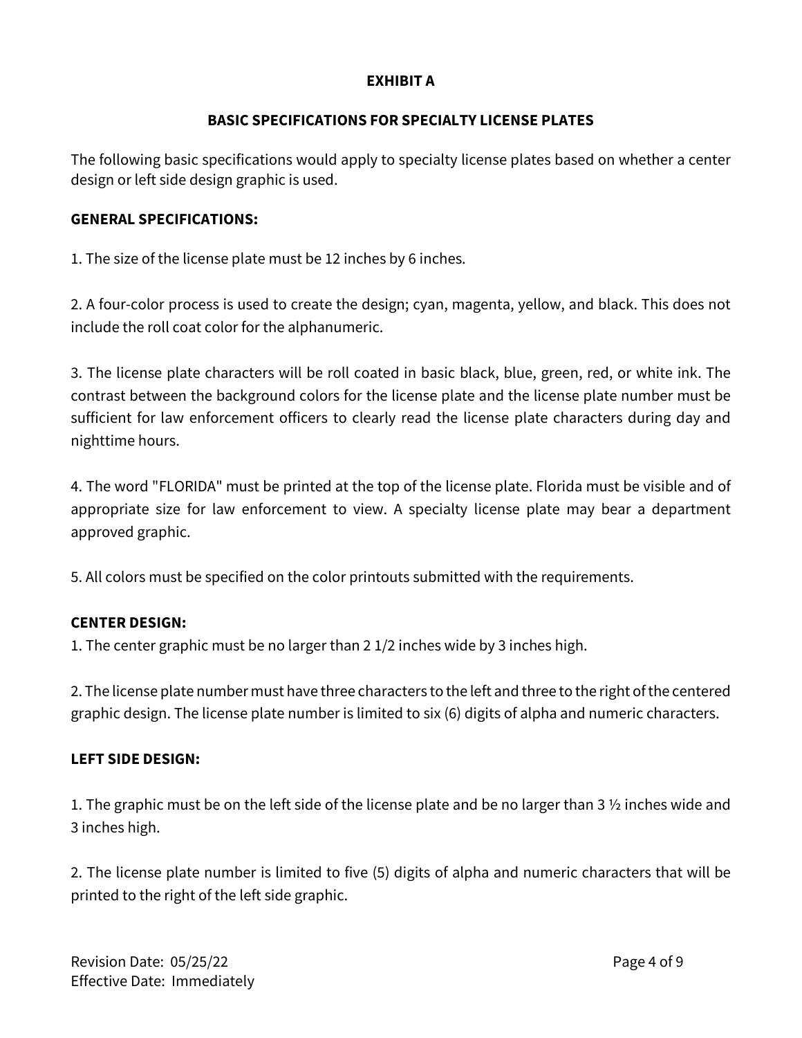# EXHIBIT A

## BASIC SPECIFICATIONS FOR SPECIALTY LICENSE PLATES

The following basic specifications would apply to specialty license plates based on whether a center design or left side design graphic is used.

**GENERAL SPECIFICATIONS:**

1. The size of the license plate must be 12 inches by 6 inches.

2. A four-color process is used to create the design; cyan, magenta, yellow, and black. This does not include the roll coat color for the alphanumeric.

3. The license plate characters will be roll coated in basic black, blue, green, red, or white ink. The contrast between the background colors for the license plate and the license plate number must be sufficient for law enforcement officers to clearly read the license plate characters during day and nighttime hours.

4. The word "FLORIDA" must be printed at the top of the license plate. Florida must be visible and of appropriate size for law enforcement to view. A specialty license plate may bear a department approved graphic.

5. All colors must be specified on the color printouts submitted with the requirements.

**CENTER DESIGN:**

1. The center graphic must be no larger than 2 1/2 inches wide by 3 inches high.

2. The license plate number must have three characters to the left and three to the right of the centered graphic design. The license plate number is limited to six (6) digits of alpha and numeric characters.

**LEFT SIDE DESIGN:**

1. The graphic must be on the left side of the license plate and be no larger than 3 ½ inches wide and 3 inches high.

2. The license plate number is limited to five (5) digits of alpha and numeric characters that will be printed to the right of the left side graphic.

Revision Date: 05/25/22
Effective Date: Immediately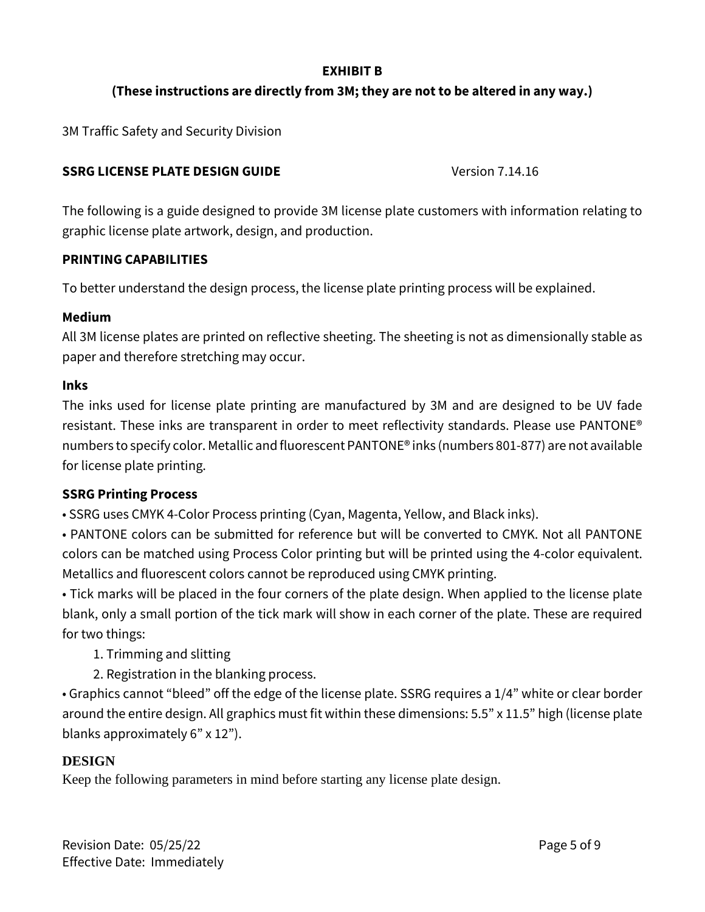**EXHIBIT B**

**(These instructions are directly from 3M; they are not to be altered in any way.)**

3M Traffic Safety and Security Division

**SSRG LICENSE PLATE DESIGN GUIDE** Version 7.14.16

The following is a guide designed to provide 3M license plate customers with information relating to graphic license plate artwork, design, and production.

## PRINTING CAPABILITIES

To better understand the design process, the license plate printing process will be explained.

### Medium

All 3M license plates are printed on reflective sheeting. The sheeting is not as dimensionally stable as paper and therefore stretching may occur.

### Inks

The inks used for license plate printing are manufactured by 3M and are designed to be UV fade resistant. These inks are transparent in order to meet reflectivity standards. Please use PANTONE® numbers to specify color. Metallic and fluorescent PANTONE® inks (numbers 801-877) are not available for license plate printing.

### SSRG Printing Process

• SSRG uses CMYK 4-Color Process printing (Cyan, Magenta, Yellow, and Black inks).

• PANTONE colors can be submitted for reference but will be converted to CMYK. Not all PANTONE colors can be matched using Process Color printing but will be printed using the 4-color equivalent. Metallics and fluorescent colors cannot be reproduced using CMYK printing.

• Tick marks will be placed in the four corners of the plate design. When applied to the license plate blank, only a small portion of the tick mark will show in each corner of the plate. These are required for two things:

1. Trimming and slitting
2. Registration in the blanking process.

• Graphics cannot "bleed" off the edge of the license plate. SSRG requires a 1/4" white or clear border around the entire design. All graphics must fit within these dimensions: 5.5" x 11.5" high (license plate blanks approximately 6" x 12").

## DESIGN

Keep the following parameters in mind before starting any license plate design.

Revision Date: 05/25/22
Effective Date: Immediately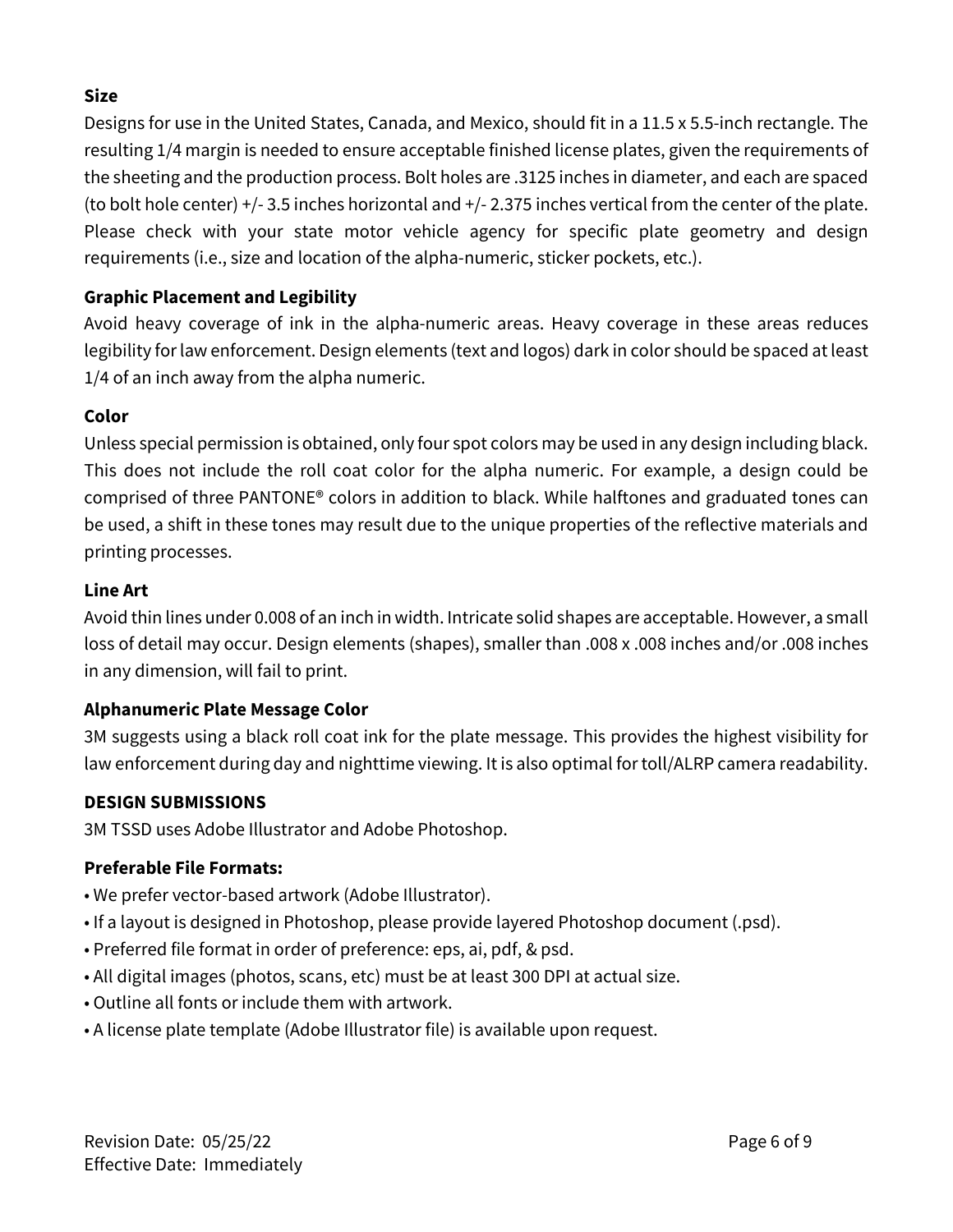**Size**

Designs for use in the United States, Canada, and Mexico, should fit in a 11.5 x 5.5-inch rectangle. The resulting 1/4 margin is needed to ensure acceptable finished license plates, given the requirements of the sheeting and the production process. Bolt holes are .3125 inches in diameter, and each are spaced (to bolt hole center) +/- 3.5 inches horizontal and +/- 2.375 inches vertical from the center of the plate. Please check with your state motor vehicle agency for specific plate geometry and design requirements (i.e., size and location of the alpha-numeric, sticker pockets, etc.).

**Graphic Placement and Legibility**

Avoid heavy coverage of ink in the alpha-numeric areas. Heavy coverage in these areas reduces legibility for law enforcement. Design elements (text and logos) dark in color should be spaced at least 1/4 of an inch away from the alpha numeric.

**Color**

Unless special permission is obtained, only four spot colors may be used in any design including black. This does not include the roll coat color for the alpha numeric. For example, a design could be comprised of three PANTONE® colors in addition to black. While halftones and graduated tones can be used, a shift in these tones may result due to the unique properties of the reflective materials and printing processes.

**Line Art**

Avoid thin lines under 0.008 of an inch in width. Intricate solid shapes are acceptable. However, a small loss of detail may occur. Design elements (shapes), smaller than .008 x .008 inches and/or .008 inches in any dimension, will fail to print.

**Alphanumeric Plate Message Color**

3M suggests using a black roll coat ink for the plate message. This provides the highest visibility for law enforcement during day and nighttime viewing. It is also optimal for toll/ALRP camera readability.

**DESIGN SUBMISSIONS**

3M TSSD uses Adobe Illustrator and Adobe Photoshop.

**Preferable File Formats:**

- We prefer vector-based artwork (Adobe Illustrator).
- If a layout is designed in Photoshop, please provide layered Photoshop document (.psd).
- Preferred file format in order of preference: eps, ai, pdf, & psd.
- All digital images (photos, scans, etc) must be at least 300 DPI at actual size.
- Outline all fonts or include them with artwork.
- A license plate template (Adobe Illustrator file) is available upon request.

Revision Date: 05/25/22
Effective Date: Immediately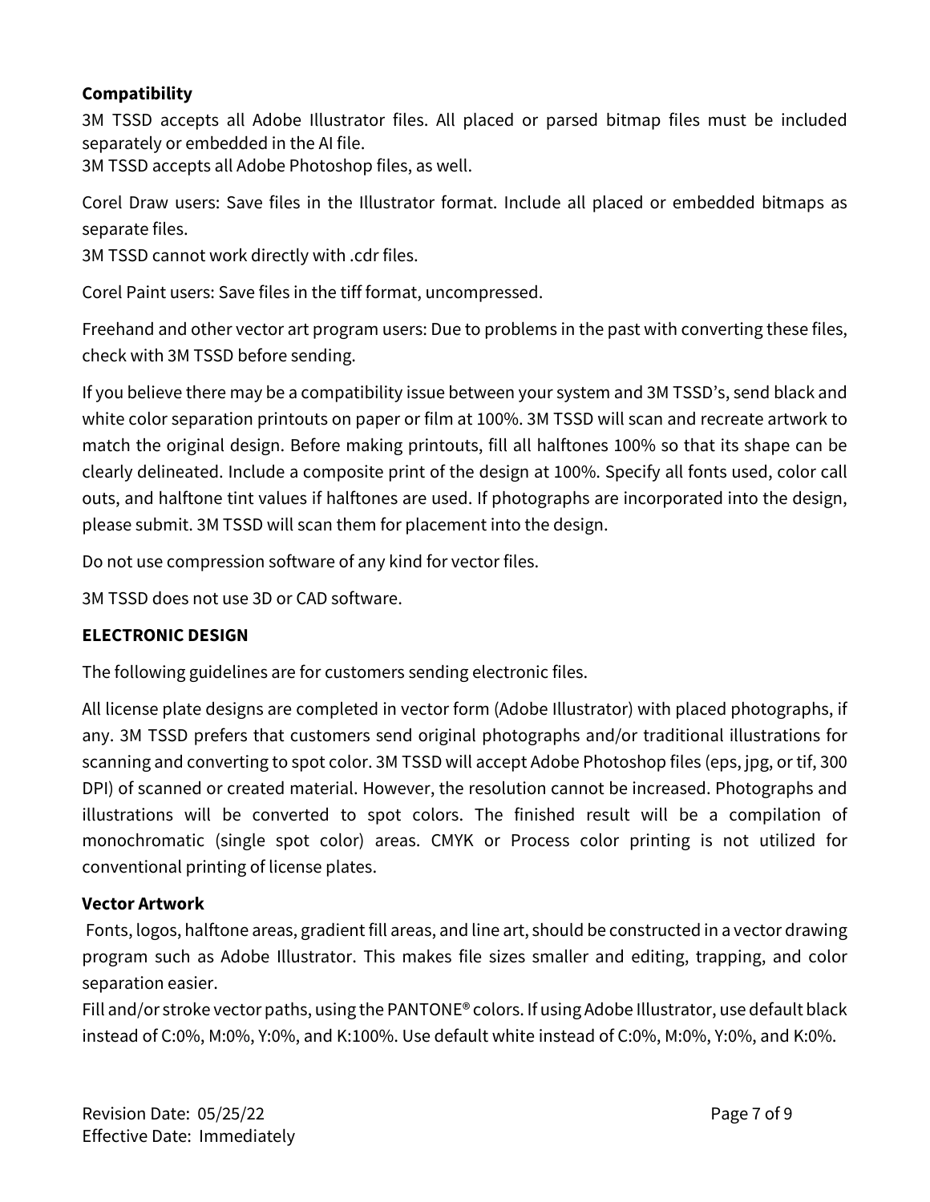**Compatibility**

3M TSSD accepts all Adobe Illustrator files. All placed or parsed bitmap files must be included separately or embedded in the AI file.
3M TSSD accepts all Adobe Photoshop files, as well.

Corel Draw users: Save files in the Illustrator format. Include all placed or embedded bitmaps as separate files.
3M TSSD cannot work directly with .cdr files.

Corel Paint users: Save files in the tiff format, uncompressed.

Freehand and other vector art program users: Due to problems in the past with converting these files, check with 3M TSSD before sending.

If you believe there may be a compatibility issue between your system and 3M TSSD's, send black and white color separation printouts on paper or film at 100%. 3M TSSD will scan and recreate artwork to match the original design. Before making printouts, fill all halftones 100% so that its shape can be clearly delineated. Include a composite print of the design at 100%. Specify all fonts used, color call outs, and halftone tint values if halftones are used. If photographs are incorporated into the design, please submit. 3M TSSD will scan them for placement into the design.

Do not use compression software of any kind for vector files.

3M TSSD does not use 3D or CAD software.

**ELECTRONIC DESIGN**

The following guidelines are for customers sending electronic files.

All license plate designs are completed in vector form (Adobe Illustrator) with placed photographs, if any. 3M TSSD prefers that customers send original photographs and/or traditional illustrations for scanning and converting to spot color. 3M TSSD will accept Adobe Photoshop files (eps, jpg, or tif, 300 DPI) of scanned or created material. However, the resolution cannot be increased. Photographs and illustrations will be converted to spot colors. The finished result will be a compilation of monochromatic (single spot color) areas. CMYK or Process color printing is not utilized for conventional printing of license plates.

**Vector Artwork**

Fonts, logos, halftone areas, gradient fill areas, and line art, should be constructed in a vector drawing program such as Adobe Illustrator. This makes file sizes smaller and editing, trapping, and color separation easier.
Fill and/or stroke vector paths, using the PANTONE® colors. If using Adobe Illustrator, use default black instead of C:0%, M:0%, Y:0%, and K:100%. Use default white instead of C:0%, M:0%, Y:0%, and K:0%.

Revision Date: 05/25/22
Effective Date: Immediately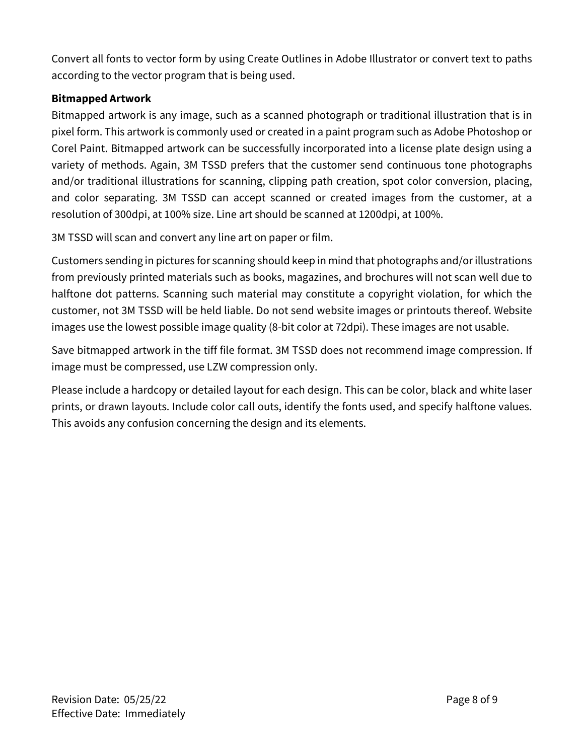Convert all fonts to vector form by using Create Outlines in Adobe Illustrator or convert text to paths according to the vector program that is being used.

**Bitmapped Artwork**

Bitmapped artwork is any image, such as a scanned photograph or traditional illustration that is in pixel form. This artwork is commonly used or created in a paint program such as Adobe Photoshop or Corel Paint. Bitmapped artwork can be successfully incorporated into a license plate design using a variety of methods. Again, 3M TSSD prefers that the customer send continuous tone photographs and/or traditional illustrations for scanning, clipping path creation, spot color conversion, placing, and color separating. 3M TSSD can accept scanned or created images from the customer, at a resolution of 300dpi, at 100% size. Line art should be scanned at 1200dpi, at 100%.

3M TSSD will scan and convert any line art on paper or film.

Customers sending in pictures for scanning should keep in mind that photographs and/or illustrations from previously printed materials such as books, magazines, and brochures will not scan well due to halftone dot patterns. Scanning such material may constitute a copyright violation, for which the customer, not 3M TSSD will be held liable. Do not send website images or printouts thereof. Website images use the lowest possible image quality (8-bit color at 72dpi). These images are not usable.

Save bitmapped artwork in the tiff file format. 3M TSSD does not recommend image compression. If image must be compressed, use LZW compression only.

Please include a hardcopy or detailed layout for each design. This can be color, black and white laser prints, or drawn layouts. Include color call outs, identify the fonts used, and specify halftone values. This avoids any confusion concerning the design and its elements.

Revision Date: 05/25/22
Effective Date: Immediately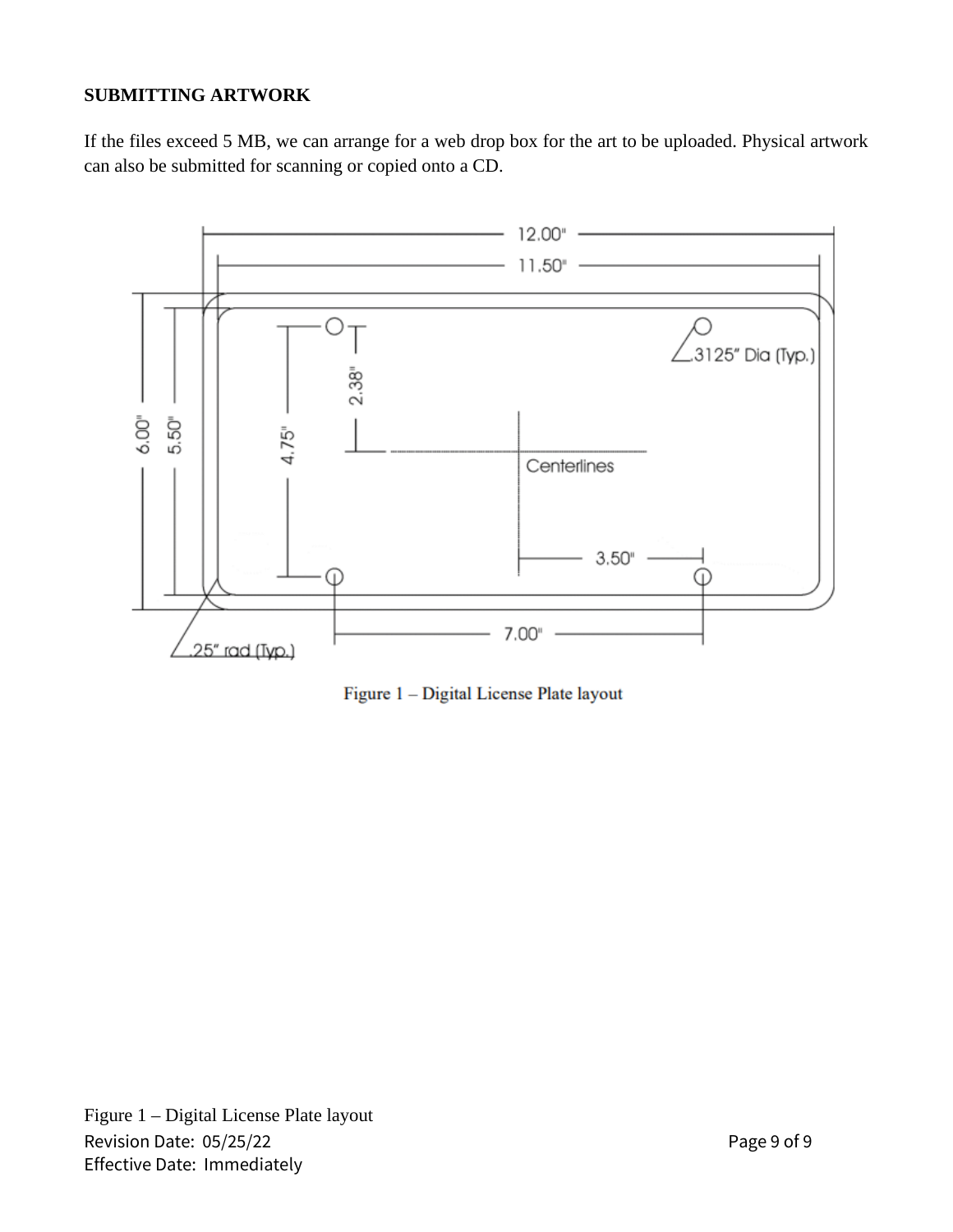**SUBMITTING ARTWORK**

If the files exceed 5 MB, we can arrange for a web drop box for the art to be uploaded. Physical artwork can also be submitted for scanning or copied onto a CD.

12.00"

11.50"

6.00"

5.50"

4.75"

2.38"

.3125" Dia (Typ.)

Centerlines

3.50"

7.00"

.25" rad (Typ.)

Figure 1 – Digital License Plate layout